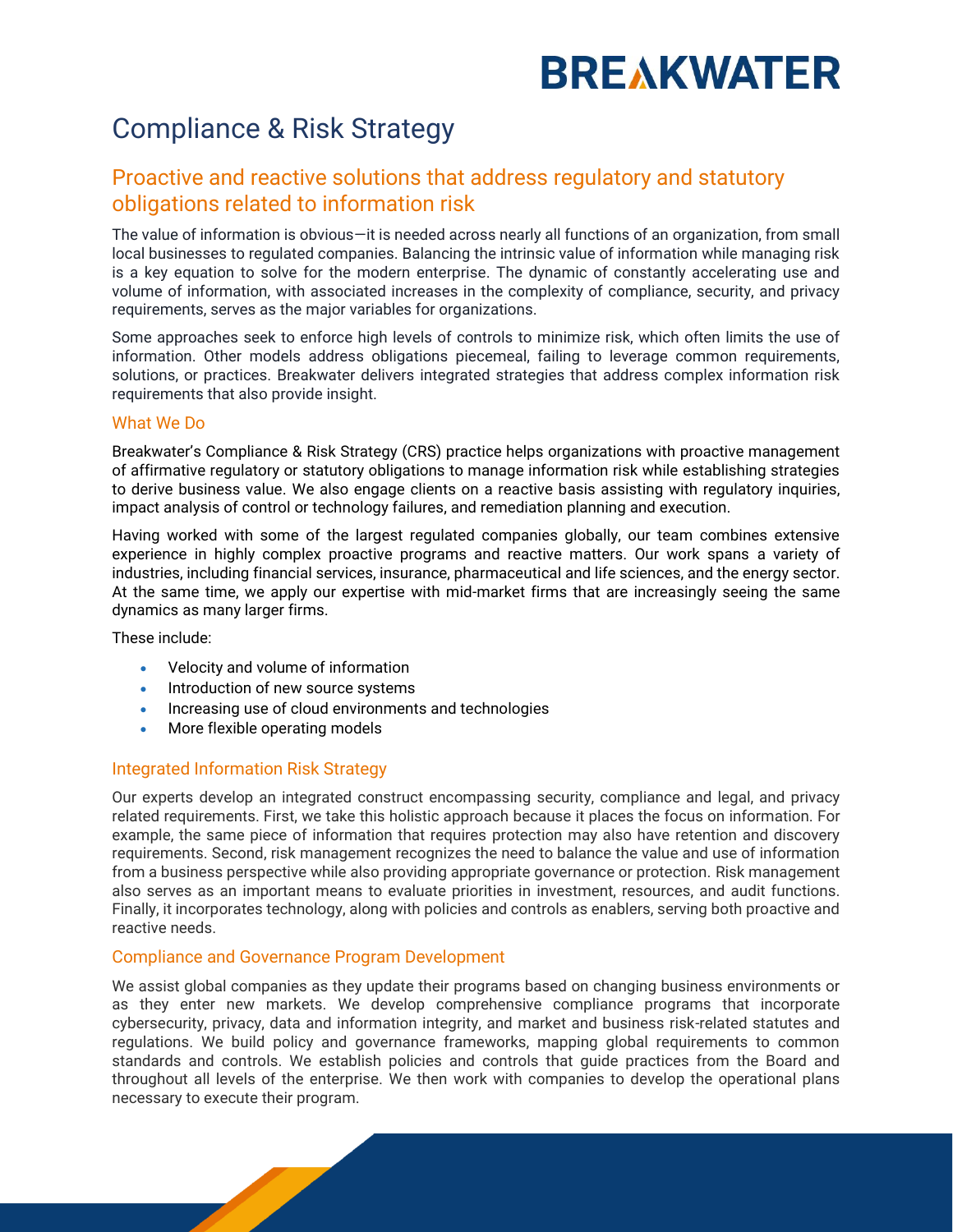# Compliance & Risk Strategy

## Proactive and reactive solutions that address regulatory and statutory obligations related to information risk

The value of information is obvious—it is needed across nearly all functions of an organization, from small local businesses to regulated companies. Balancing the intrinsic value of information while managing risk is a key equation to solve for the modern enterprise. The dynamic of constantly accelerating use and volume of information, with associated increases in the complexity of compliance, security, and privacy requirements, serves as the major variables for organizations.

Some approaches seek to enforce high levels of controls to minimize risk, which often limits the use of information. Other models address obligations piecemeal, failing to leverage common requirements, solutions, or practices. Breakwater delivers integrated strategies that address complex information risk requirements that also provide insight.

### What We Do

Breakwater's Compliance & Risk Strategy (CRS) practice helps organizations with proactive management of affirmative regulatory or statutory obligations to manage information risk while establishing strategies to derive business value. We also engage clients on a reactive basis assisting with regulatory inquiries, impact analysis of control or technology failures, and remediation planning and execution.

Having worked with some of the largest regulated companies globally, our team combines extensive experience in highly complex proactive programs and reactive matters. Our work spans a variety of industries, including financial services, insurance, pharmaceutical and life sciences, and the energy sector. At the same time, we apply our expertise with mid-market firms that are increasingly seeing the same dynamics as many larger firms.

These include:

- Velocity and volume of information
- Introduction of new source systems
- Increasing use of cloud environments and technologies
- More flexible operating models

### Integrated Information Risk Strategy

Our experts develop an integrated construct encompassing security, compliance and legal, and privacy related requirements. First, we take this holistic approach because it places the focus on information. For example, the same piece of information that requires protection may also have retention and discovery requirements. Second, risk management recognizes the need to balance the value and use of information from a business perspective while also providing appropriate governance or protection. Risk management also serves as an important means to evaluate priorities in investment, resources, and audit functions. Finally, it incorporates technology, along with policies and controls as enablers, serving both proactive and reactive needs.

### Compliance and Governance Program Development

We assist global companies as they update their programs based on changing business environments or as they enter new markets. We develop comprehensive compliance programs that incorporate cybersecurity, privacy, data and information integrity, and market and business risk-related statutes and regulations. We build policy and governance frameworks, mapping global requirements to common standards and controls. We establish policies and controls that guide practices from the Board and throughout all levels of the enterprise. We then work with companies to develop the operational plans necessary to execute their program.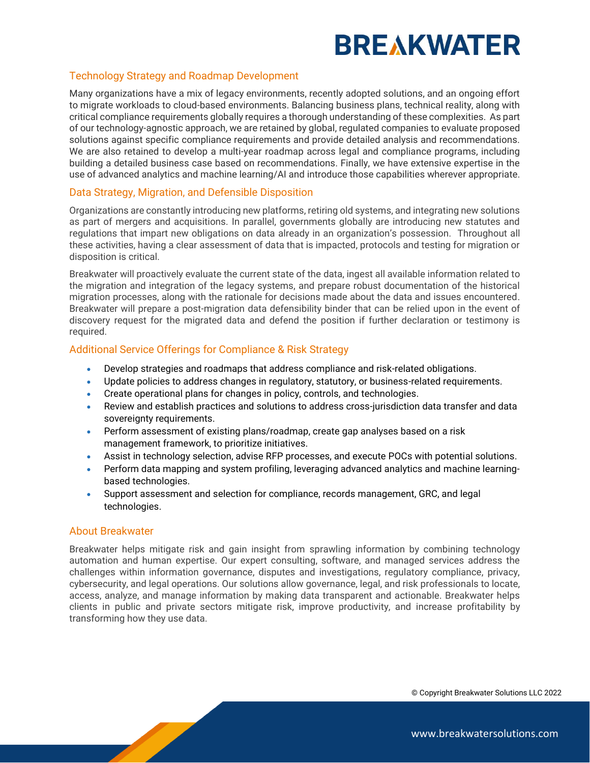## Technology Strategy and Roadmap Development

Many organizations have a mix of legacy environments, recently adopted solutions, and an ongoing effort to migrate workloads to cloud-based environments. Balancing business plans, technical reality, along with critical compliance requirements globally requires a thorough understanding of these complexities. As part of our technology-agnostic approach, we are retained by global, regulated companies to evaluate proposed solutions against specific compliance requirements and provide detailed analysis and recommendations. We are also retained to develop a multi-year roadmap across legal and compliance programs, including building a detailed business case based on recommendations. Finally, we have extensive expertise in the use of advanced analytics and machine learning/AI and introduce those capabilities wherever appropriate.

## Data Strategy, Migration, and Defensible Disposition

Organizations are constantly introducing new platforms, retiring old systems, and integrating new solutions as part of mergers and acquisitions. In parallel, governments globally are introducing new statutes and regulations that impart new obligations on data already in an organization's possession. Throughout all these activities, having a clear assessment of data that is impacted, protocols and testing for migration or disposition is critical.

Breakwater will proactively evaluate the current state of the data, ingest all available information related to the migration and integration of the legacy systems, and prepare robust documentation of the historical migration processes, along with the rationale for decisions made about the data and issues encountered. Breakwater will prepare a post-migration data defensibility binder that can be relied upon in the event of discovery request for the migrated data and defend the position if further declaration or testimony is required.

## Additional Service Offerings for Compliance & Risk Strategy

- Develop strategies and roadmaps that address compliance and risk-related obligations.
- Update policies to address changes in regulatory, statutory, or business-related requirements.
- Create operational plans for changes in policy, controls, and technologies.
- Review and establish practices and solutions to address cross-jurisdiction data transfer and data sovereignty requirements.
- Perform assessment of existing plans/roadmap, create gap analyses based on a risk management framework, to prioritize initiatives.
- Assist in technology selection, advise RFP processes, and execute POCs with potential solutions.
- Perform data mapping and system profiling, leveraging advanced analytics and machine learning-based technologies.
- Support assessment and selection for compliance, records management, GRC, and legal technologies.

## About Breakwater

Breakwater helps mitigate risk and gain insight from sprawling information by combining technology automation and human expertise. Our expert consulting, software, and managed services address the challenges within information governance, disputes and investigations, regulatory compliance, privacy, cybersecurity, and legal operations. Our solutions allow governance, legal, and risk professionals to locate, access, analyze, and manage information by making data transparent and actionable. Breakwater helps clients in public and private sectors mitigate risk, improve productivity, and increase profitability by transforming how they use data.

© Copyright Breakwater Solutions LLC 2022

www.breakwatersolutions.com